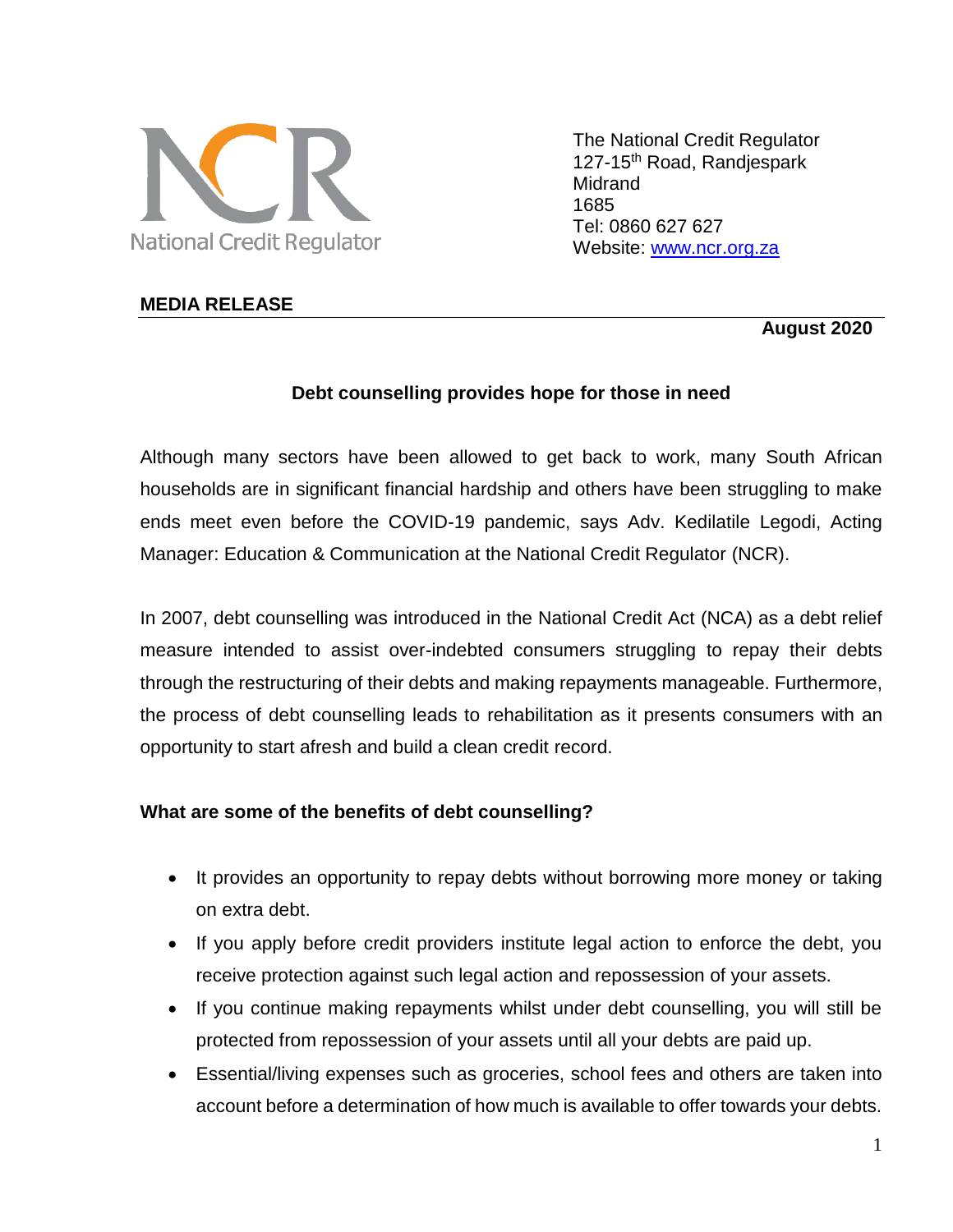National Credit Regulator

The National Credit Regulator
127-15th Road, Randjespark
Midrand
1685
Tel: 0860 627 627
Website: [www.ncr.org.za](http://www.ncr.org.za)

**MEDIA RELEASE**

**August 2020**

## Debt counselling provides hope for those in need

Although many sectors have been allowed to get back to work, many South African households are in significant financial hardship and others have been struggling to make ends meet even before the COVID-19 pandemic, says Adv. Kedilatile Legodi, Acting Manager: Education & Communication at the National Credit Regulator (NCR).

In 2007, debt counselling was introduced in the National Credit Act (NCA) as a debt relief measure intended to assist over-indebted consumers struggling to repay their debts through the restructuring of their debts and making repayments manageable. Furthermore, the process of debt counselling leads to rehabilitation as it presents consumers with an opportunity to start afresh and build a clean credit record.

### What are some of the benefits of debt counselling?

- It provides an opportunity to repay debts without borrowing more money or taking on extra debt.
- If you apply before credit providers institute legal action to enforce the debt, you receive protection against such legal action and repossession of your assets.
- If you continue making repayments whilst under debt counselling, you will still be protected from repossession of your assets until all your debts are paid up.
- Essential/living expenses such as groceries, school fees and others are taken into account before a determination of how much is available to offer towards your debts.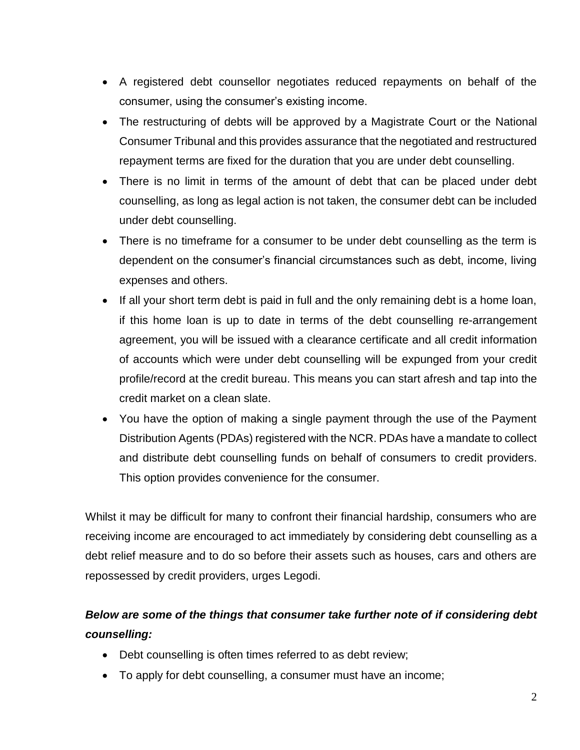- A registered debt counsellor negotiates reduced repayments on behalf of the consumer, using the consumer's existing income.
- The restructuring of debts will be approved by a Magistrate Court or the National Consumer Tribunal and this provides assurance that the negotiated and restructured repayment terms are fixed for the duration that you are under debt counselling.
- There is no limit in terms of the amount of debt that can be placed under debt counselling, as long as legal action is not taken, the consumer debt can be included under debt counselling.
- There is no timeframe for a consumer to be under debt counselling as the term is dependent on the consumer's financial circumstances such as debt, income, living expenses and others.
- If all your short term debt is paid in full and the only remaining debt is a home loan, if this home loan is up to date in terms of the debt counselling re-arrangement agreement, you will be issued with a clearance certificate and all credit information of accounts which were under debt counselling will be expunged from your credit profile/record at the credit bureau. This means you can start afresh and tap into the credit market on a clean slate.
- You have the option of making a single payment through the use of the Payment Distribution Agents (PDAs) registered with the NCR. PDAs have a mandate to collect and distribute debt counselling funds on behalf of consumers to credit providers. This option provides convenience for the consumer.

Whilst it may be difficult for many to confront their financial hardship, consumers who are receiving income are encouraged to act immediately by considering debt counselling as a debt relief measure and to do so before their assets such as houses, cars and others are repossessed by credit providers, urges Legodi.

***Below are some of the things that consumer take further note of if considering debt counselling:***

- Debt counselling is often times referred to as debt review;
- To apply for debt counselling, a consumer must have an income;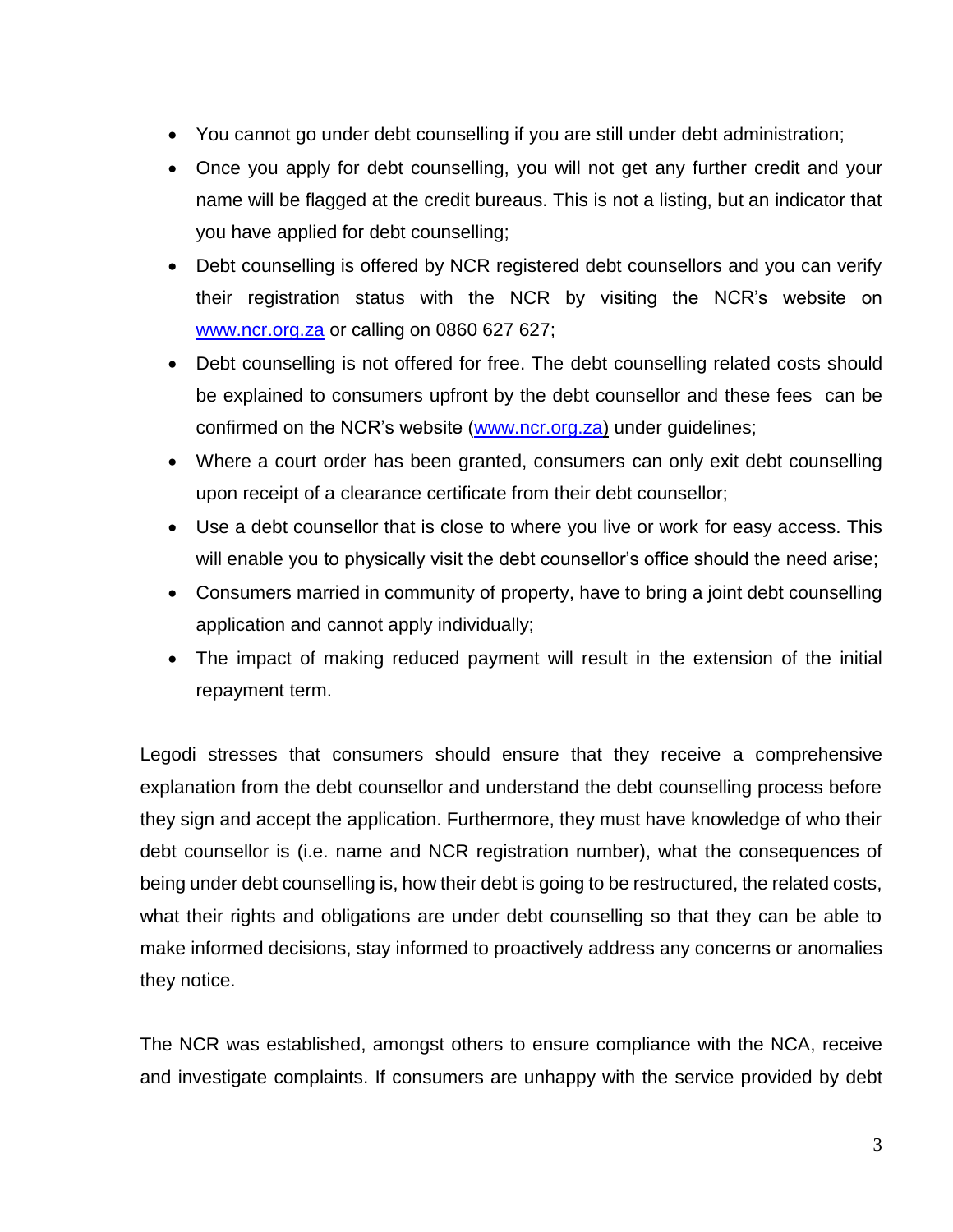- You cannot go under debt counselling if you are still under debt administration;
- Once you apply for debt counselling, you will not get any further credit and your name will be flagged at the credit bureaus. This is not a listing, but an indicator that you have applied for debt counselling;
- Debt counselling is offered by NCR registered debt counsellors and you can verify their registration status with the NCR by visiting the NCR's website on www.ncr.org.za or calling on 0860 627 627;
- Debt counselling is not offered for free. The debt counselling related costs should be explained to consumers upfront by the debt counsellor and these fees can be confirmed on the NCR's website (www.ncr.org.za) under guidelines;
- Where a court order has been granted, consumers can only exit debt counselling upon receipt of a clearance certificate from their debt counsellor;
- Use a debt counsellor that is close to where you live or work for easy access. This will enable you to physically visit the debt counsellor's office should the need arise;
- Consumers married in community of property, have to bring a joint debt counselling application and cannot apply individually;
- The impact of making reduced payment will result in the extension of the initial repayment term.

Legodi stresses that consumers should ensure that they receive a comprehensive explanation from the debt counsellor and understand the debt counselling process before they sign and accept the application. Furthermore, they must have knowledge of who their debt counsellor is (i.e. name and NCR registration number), what the consequences of being under debt counselling is, how their debt is going to be restructured, the related costs, what their rights and obligations are under debt counselling so that they can be able to make informed decisions, stay informed to proactively address any concerns or anomalies they notice.

The NCR was established, amongst others to ensure compliance with the NCA, receive and investigate complaints. If consumers are unhappy with the service provided by debt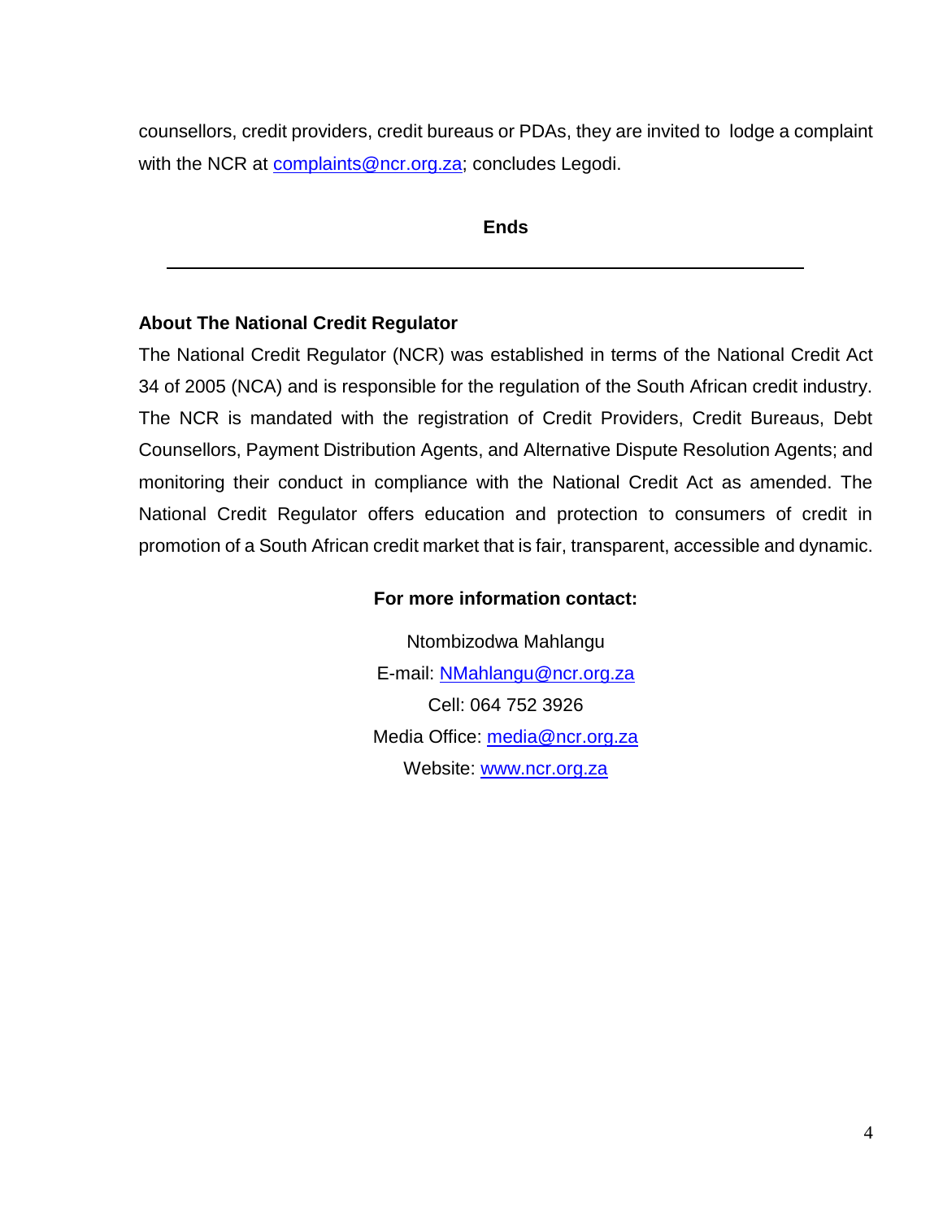counsellors, credit providers, credit bureaus or PDAs, they are invited to lodge a complaint with the NCR at complaints@ncr.org.za; concludes Legodi.

**Ends**

---

**About The National Credit Regulator**

The National Credit Regulator (NCR) was established in terms of the National Credit Act 34 of 2005 (NCA) and is responsible for the regulation of the South African credit industry. The NCR is mandated with the registration of Credit Providers, Credit Bureaus, Debt Counsellors, Payment Distribution Agents, and Alternative Dispute Resolution Agents; and monitoring their conduct in compliance with the National Credit Act as amended. The National Credit Regulator offers education and protection to consumers of credit in promotion of a South African credit market that is fair, transparent, accessible and dynamic.

**For more information contact:**

Ntombizodwa Mahlangu

E-mail: NMahlangu@ncr.org.za

Cell: 064 752 3926

Media Office: media@ncr.org.za

Website: www.ncr.org.za